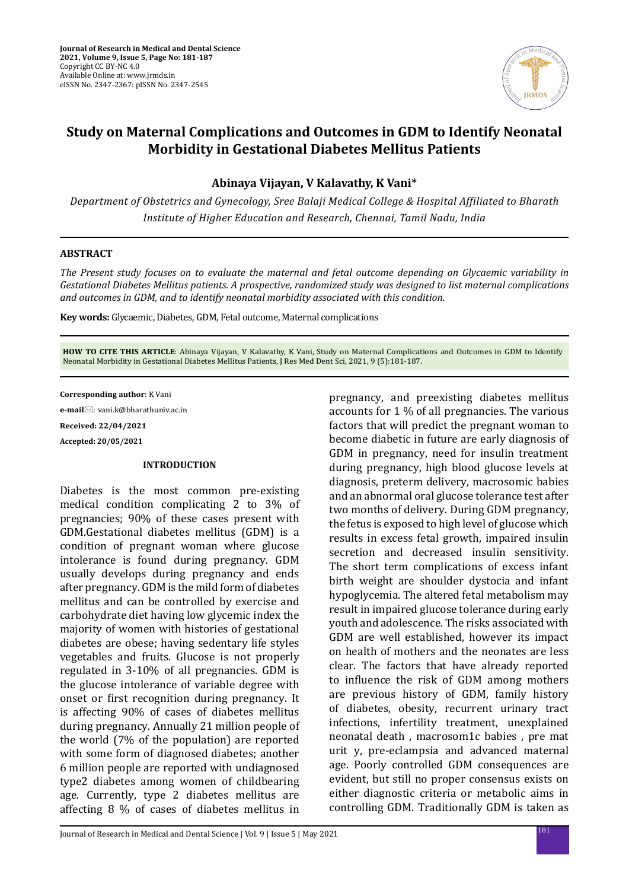# Study on Maternal Complications and Outcomes in GDM to Identify Neonatal Morbidity in Gestational Diabetes Mellitus Patients

**Abinaya Vijayan, V Kalavathy, K Vani***

*Department of Obstetrics and Gynecology, Sree Balaji Medical College & Hospital Affiliated to Bharath Institute of Higher Education and Research, Chennai, Tamil Nadu, India*

## ABSTRACT

*The Present study focuses on to evaluate the maternal and fetal outcome depending on Glycaemic variability in Gestational Diabetes Mellitus patients. A prospective, randomized study was designed to list maternal complications and outcomes in GDM, and to identify neonatal morbidity associated with this condition.*

**Key words:** Glycaemic, Diabetes, GDM, Fetal outcome, Maternal complications

**HOW TO CITE THIS ARTICLE**: Abinaya Vijayan, V Kalavathy, K Vani, Study on Maternal Complications and Outcomes in GDM to Identify Neonatal Morbidity in Gestational Diabetes Mellitus Patients, J Res Med Dent Sci, 2021, 9 (5):181-187.

**Corresponding author**: K Vani

**e-mail**: vani.k@bharathuniv.ac.in

**Received: 22/04/2021**

**Accepted: 20/05/2021**

## INTRODUCTION

Diabetes is the most common pre-existing medical condition complicating 2 to 3% of pregnancies; 90% of these cases present with GDM.Gestational diabetes mellitus (GDM) is a condition of pregnant woman where glucose intolerance is found during pregnancy. GDM usually develops during pregnancy and ends after pregnancy. GDM is the mild form of diabetes mellitus and can be controlled by exercise and carbohydrate diet having low glycemic index the majority of women with histories of gestational diabetes are obese; having sedentary life styles vegetables and fruits. Glucose is not properly regulated in 3-10% of all pregnancies. GDM is the glucose intolerance of variable degree with onset or first recognition during pregnancy. It is affecting 90% of cases of diabetes mellitus during pregnancy. Annually 21 million people of the world (7% of the population) are reported with some form of diagnosed diabetes; another 6 million people are reported with undiagnosed type2 diabetes among women of childbearing age. Currently, type 2 diabetes mellitus are affecting 8 % of cases of diabetes mellitus in pregnancy, and preexisting diabetes mellitus accounts for 1 % of all pregnancies. The various factors that will predict the pregnant woman to become diabetic in future are early diagnosis of GDM in pregnancy, need for insulin treatment during pregnancy, high blood glucose levels at diagnosis, preterm delivery, macrosomic babies and an abnormal oral glucose tolerance test after two months of delivery. During GDM pregnancy, the fetus is exposed to high level of glucose which results in excess fetal growth, impaired insulin secretion and decreased insulin sensitivity. The short term complications of excess infant birth weight are shoulder dystocia and infant hypoglycemia. The altered fetal metabolism may result in impaired glucose tolerance during early youth and adolescence. The risks associated with GDM are well established, however its impact on health of mothers and the neonates are less clear. The factors that have already reported to influence the risk of GDM among mothers are previous history of GDM, family history of diabetes, obesity, recurrent urinary tract infections, infertility treatment, unexplained neonatal death , macrosom1c babies , pre mat urit y, pre-eclampsia and advanced maternal age. Poorly controlled GDM consequences are evident, but still no proper consensus exists on either diagnostic criteria or metabolic aims in controlling GDM. Traditionally GDM is taken as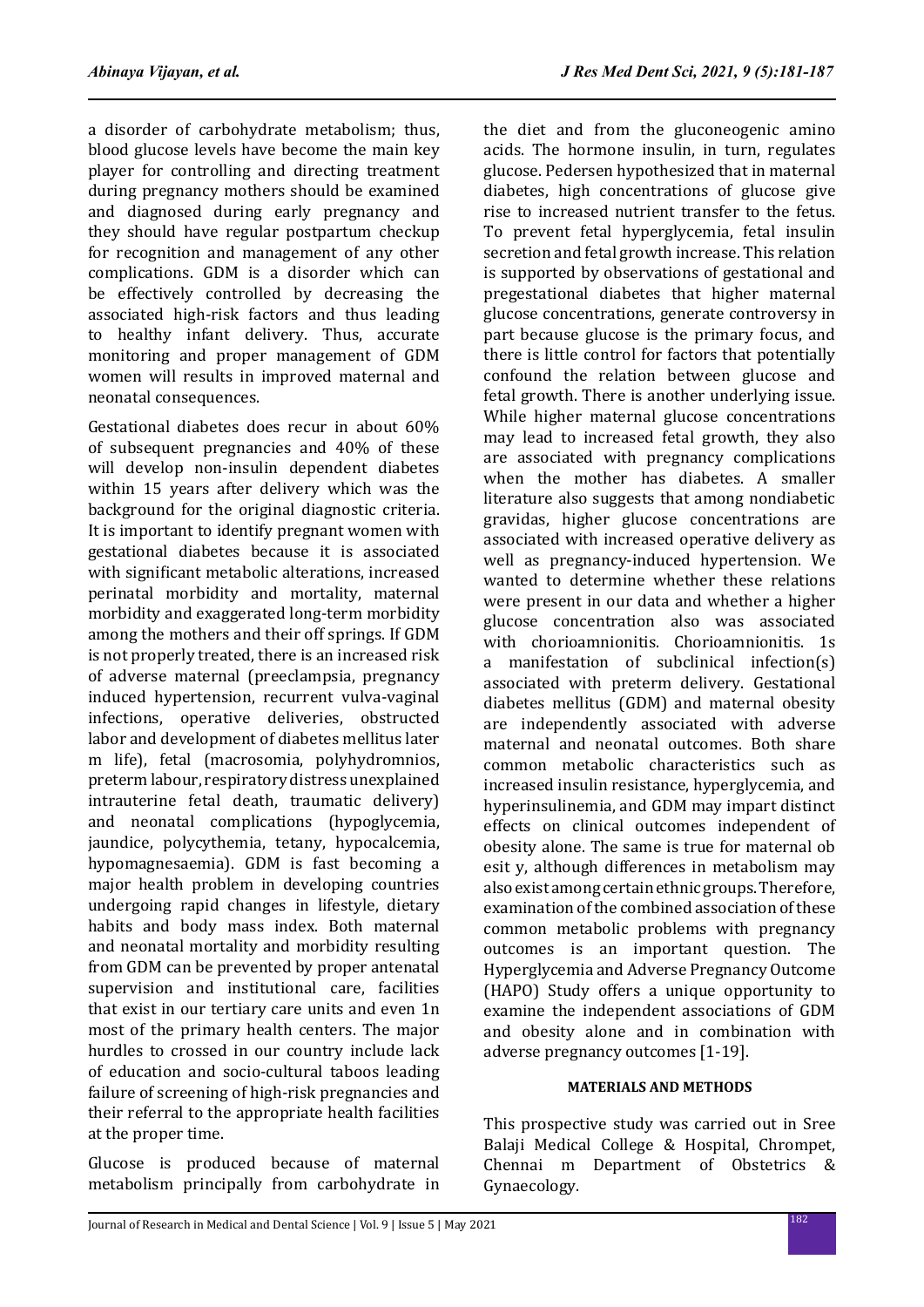a disorder of carbohydrate metabolism; thus, blood glucose levels have become the main key player for controlling and directing treatment during pregnancy mothers should be examined and diagnosed during early pregnancy and they should have regular postpartum checkup for recognition and management of any other complications. GDM is a disorder which can be effectively controlled by decreasing the associated high-risk factors and thus leading to healthy infant delivery. Thus, accurate monitoring and proper management of GDM women will results in improved maternal and neonatal consequences.

Gestational diabetes does recur in about 60% of subsequent pregnancies and 40% of these will develop non-insulin dependent diabetes within 15 years after delivery which was the background for the original diagnostic criteria. It is important to identify pregnant women with gestational diabetes because it is associated with significant metabolic alterations, increased perinatal morbidity and mortality, maternal morbidity and exaggerated long-term morbidity among the mothers and their off springs. If GDM is not properly treated, there is an increased risk of adverse maternal (preeclampsia, pregnancy induced hypertension, recurrent vulva-vaginal infections, operative deliveries, obstructed labor and development of diabetes mellitus later m life), fetal (macrosomia, polyhydromnios, preterm labour, respiratory distress unexplained intrauterine fetal death, traumatic delivery) and neonatal complications (hypoglycemia, jaundice, polycythemia, tetany, hypocalcemia, hypomagnesaemia). GDM is fast becoming a major health problem in developing countries undergoing rapid changes in lifestyle, dietary habits and body mass index. Both maternal and neonatal mortality and morbidity resulting from GDM can be prevented by proper antenatal supervision and institutional care, facilities that exist in our tertiary care units and even 1n most of the primary health centers. The major hurdles to crossed in our country include lack of education and socio-cultural taboos leading failure of screening of high-risk pregnancies and their referral to the appropriate health facilities at the proper time.

Glucose is produced because of maternal metabolism principally from carbohydrate in the diet and from the gluconeogenic amino acids. The hormone insulin, in turn, regulates glucose. Pedersen hypothesized that in maternal diabetes, high concentrations of glucose give rise to increased nutrient transfer to the fetus. To prevent fetal hyperglycemia, fetal insulin secretion and fetal growth increase. This relation is supported by observations of gestational and pregestational diabetes that higher maternal glucose concentrations, generate controversy in part because glucose is the primary focus, and there is little control for factors that potentially confound the relation between glucose and fetal growth. There is another underlying issue. While higher maternal glucose concentrations may lead to increased fetal growth, they also are associated with pregnancy complications when the mother has diabetes. A smaller literature also suggests that among nondiabetic gravidas, higher glucose concentrations are associated with increased operative delivery as well as pregnancy-induced hypertension. We wanted to determine whether these relations were present in our data and whether a higher glucose concentration also was associated with chorioamnionitis. Chorioamnionitis. 1s a manifestation of subclinical infection(s) associated with preterm delivery. Gestational diabetes mellitus (GDM) and maternal obesity are independently associated with adverse maternal and neonatal outcomes. Both share common metabolic characteristics such as increased insulin resistance, hyperglycemia, and hyperinsulinemia, and GDM may impart distinct effects on clinical outcomes independent of obesity alone. The same is true for maternal ob esit y, although differences in metabolism may also exist among certain ethnic groups. Therefore, examination of the combined association of these common metabolic problems with pregnancy outcomes is an important question. The Hyperglycemia and Adverse Pregnancy Outcome (HAPO) Study offers a unique opportunity to examine the independent associations of GDM and obesity alone and in combination with adverse pregnancy outcomes [1-19].

## MATERIALS AND METHODS

This prospective study was carried out in Sree Balaji Medical College & Hospital, Chrompet, Chennai m Department of Obstetrics & Gynaecology.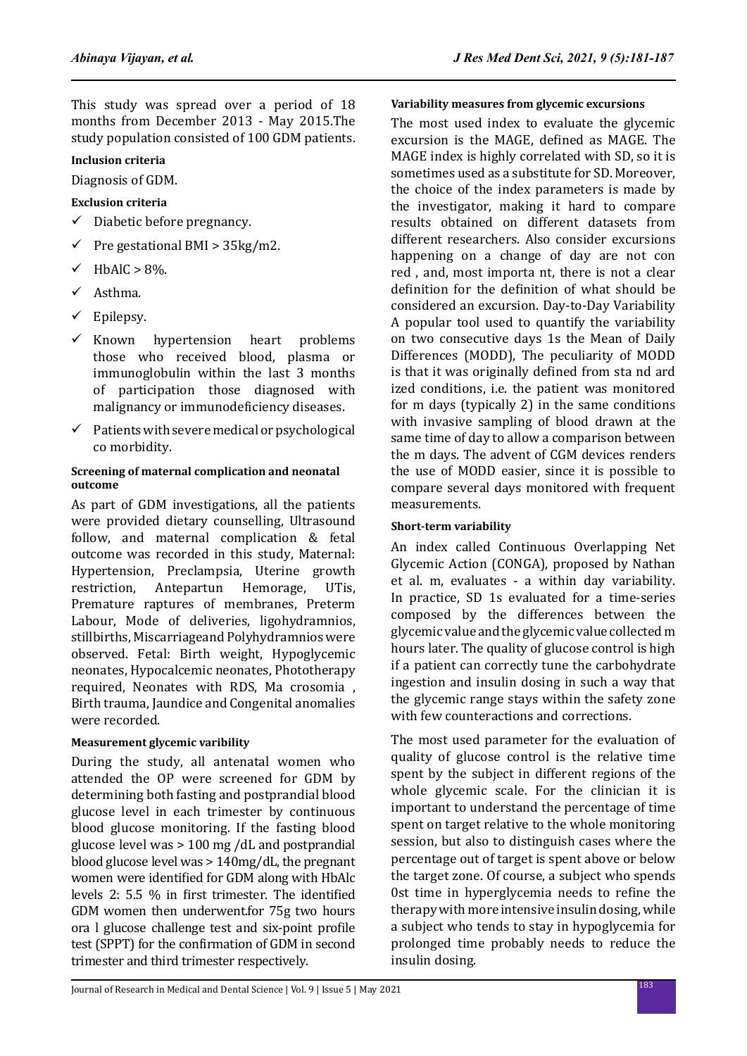This study was spread over a period of 18 months from December 2013 - May 2015.The study population consisted of 100 GDM patients.

**Inclusion criteria**

Diagnosis of GDM.

**Exclusion criteria**

- ✓ Diabetic before pregnancy.
- ✓ Pre gestational BMI > 35kg/m2.
- ✓ HbAlC > 8%.
- ✓ Asthma.
- ✓ Epilepsy.
- ✓ Known hypertension heart problems those who received blood, plasma or immunoglobulin within the last 3 months of participation those diagnosed with malignancy or immunodeficiency diseases.
- ✓ Patients with severe medical or psychological co morbidity.

**Screening of maternal complication and neonatal outcome**

As part of GDM investigations, all the patients were provided dietary counselling, Ultrasound follow, and maternal complication & fetal outcome was recorded in this study, Maternal: Hypertension, Preclampsia, Uterine growth restriction, Antepartun Hemorage, UTis, Premature raptures of membranes, Preterm Labour, Mode of deliveries, ligohydramnios, stillbirths, Miscarriageand Polyhydramnios were observed. Fetal: Birth weight, Hypoglycemic neonates, Hypocalcemic neonates, Phototherapy required, Neonates with RDS, Ma crosomia , Birth trauma, Jaundice and Congenital anomalies were recorded.

**Measurement glycemic varibility**

During the study, all antenatal women who attended the OP were screened for GDM by determining both fasting and postprandial blood glucose level in each trimester by continuous blood glucose monitoring. If the fasting blood glucose level was > 100 mg /dL and postprandial blood glucose level was > 140mg/dL, the pregnant women were identified for GDM along with HbAlc levels 2: 5.5 % in first trimester. The identified GDM women then underwent.for 75g two hours ora l glucose challenge test and six-point profile test (SPPT) for the confirmation of GDM in second trimester and third trimester respectively.

**Variability measures from glycemic excursions**

The most used index to evaluate the glycemic excursion is the MAGE, defined as MAGE. The MAGE index is highly correlated with SD, so it is sometimes used as a substitute for SD. Moreover, the choice of the index parameters is made by the investigator, making it hard to compare results obtained on different datasets from different researchers. Also consider excursions happening on a change of day are not con red , and, most importa nt, there is not a clear definition for the definition of what should be considered an excursion. Day-to-Day Variability A popular tool used to quantify the variability on two consecutive days 1s the Mean of Daily Differences (MODD), The peculiarity of MODD is that it was originally defined from sta nd ard ized conditions, i.e. the patient was monitored for m days (typically 2) in the same conditions with invasive sampling of blood drawn at the same time of day to allow a comparison between the m days. The advent of CGM devices renders the use of MODD easier, since it is possible to compare several days monitored with frequent measurements.

**Short-term variability**

An index called Continuous Overlapping Net Glycemic Action (CONGA), proposed by Nathan et al. m, evaluates - a within day variability. In practice, SD 1s evaluated for a time-series composed by the differences between the glycemic value and the glycemic value collected m hours later. The quality of glucose control is high if a patient can correctly tune the carbohydrate ingestion and insulin dosing in such a way that the glycemic range stays within the safety zone with few counteractions and corrections.

The most used parameter for the evaluation of quality of glucose control is the relative time spent by the subject in different regions of the whole glycemic scale. For the clinician it is important to understand the percentage of time spent on target relative to the whole monitoring session, but also to distinguish cases where the percentage out of target is spent above or below the target zone. Of course, a subject who spends 0st time in hyperglycemia needs to refine the therapy with more intensive insulin dosing, while a subject who tends to stay in hypoglycemia for prolonged time probably needs to reduce the insulin dosing.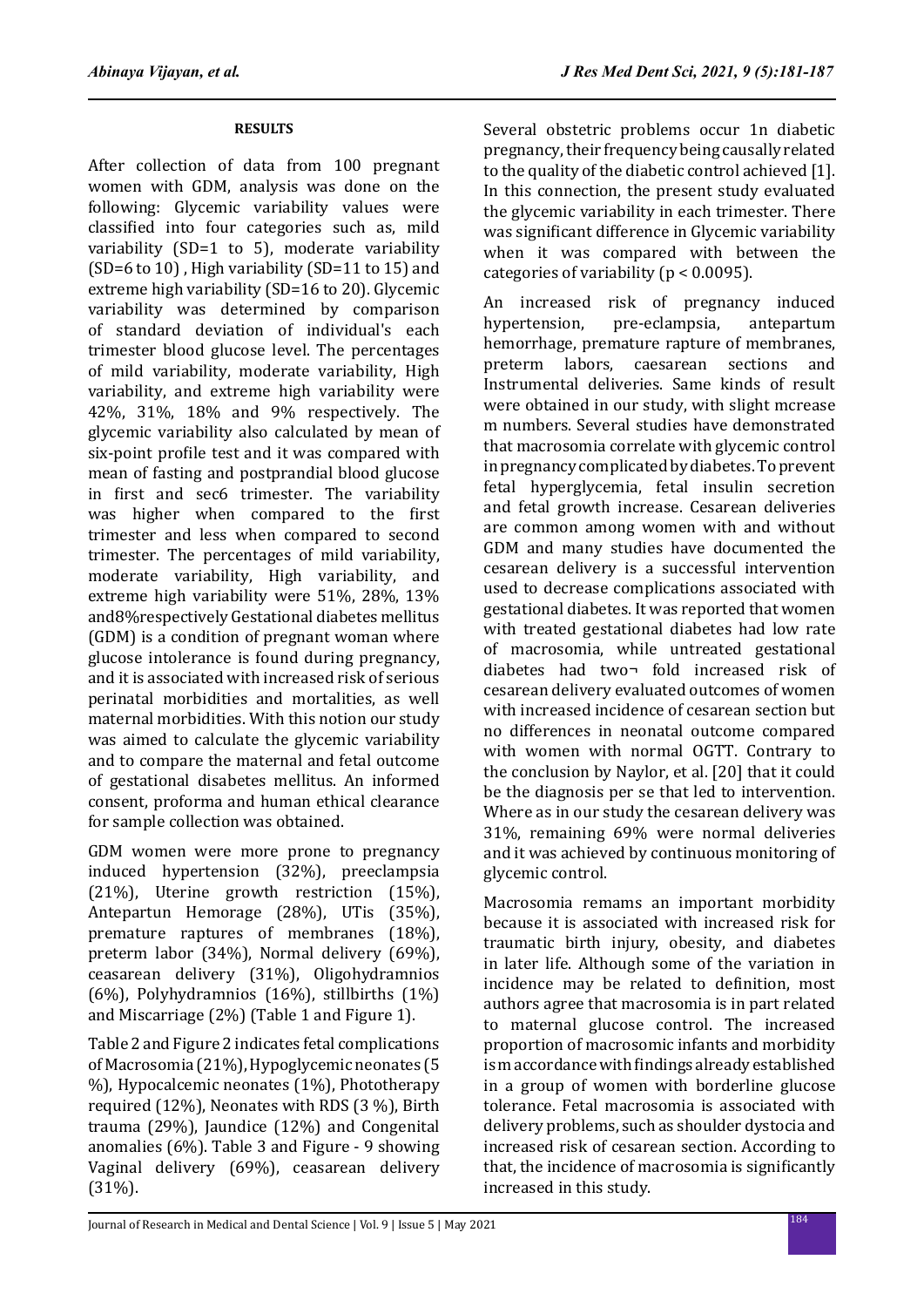### RESULTS

After collection of data from 100 pregnant women with GDM, analysis was done on the following: Glycemic variability values were classified into four categories such as, mild variability (SD=1 to 5), moderate variability (SD=6 to 10) , High variability (SD=11 to 15) and extreme high variability (SD=16 to 20). Glycemic variability was determined by comparison of standard deviation of individual's each trimester blood glucose level. The percentages of mild variability, moderate variability, High variability, and extreme high variability were 42%, 31%, 18% and 9% respectively. The glycemic variability also calculated by mean of six-point profile test and it was compared with mean of fasting and postprandial blood glucose in first and sec6 trimester. The variability was higher when compared to the first trimester and less when compared to second trimester. The percentages of mild variability, moderate variability, High variability, and extreme high variability were 51%, 28%, 13% and8%respectively Gestational diabetes mellitus (GDM) is a condition of pregnant woman where glucose intolerance is found during pregnancy, and it is associated with increased risk of serious perinatal morbidities and mortalities, as well maternal morbidities. With this notion our study was aimed to calculate the glycemic variability and to compare the maternal and fetal outcome of gestational disabetes mellitus. An informed consent, proforma and human ethical clearance for sample collection was obtained.

GDM women were more prone to pregnancy induced hypertension (32%), preeclampsia (21%), Uterine growth restriction (15%), Antepartun Hemorage (28%), UTis (35%), premature raptures of membranes (18%), preterm labor (34%), Normal delivery (69%), ceasarean delivery (31%), Oligohydramnios (6%), Polyhydramnios (16%), stillbirths (1%) and Miscarriage (2%) (Table 1 and Figure 1).

Table 2 and Figure 2 indicates fetal complications of Macrosomia (21%), Hypoglycemic neonates (5 %), Hypocalcemic neonates (1%), Phototherapy required (12%), Neonates with RDS (3 %), Birth trauma (29%), Jaundice (12%) and Congenital anomalies (6%). Table 3 and Figure - 9 showing Vaginal delivery (69%), ceasarean delivery (31%).

Several obstetric problems occur 1n diabetic pregnancy, their frequency being causally related to the quality of the diabetic control achieved [1]. In this connection, the present study evaluated the glycemic variability in each trimester. There was significant difference in Glycemic variability when it was compared with between the categories of variability ($p < 0.0095$).

An increased risk of pregnancy induced hypertension, pre-eclampsia, antepartum hemorrhage, premature rapture of membranes, preterm labors, caesarean sections and Instrumental deliveries. Same kinds of result were obtained in our study, with slight mcrease m numbers. Several studies have demonstrated that macrosomia correlate with glycemic control in pregnancy complicated by diabetes. To prevent fetal hyperglycemia, fetal insulin secretion and fetal growth increase. Cesarean deliveries are common among women with and without GDM and many studies have documented the cesarean delivery is a successful intervention used to decrease complications associated with gestational diabetes. It was reported that women with treated gestational diabetes had low rate of macrosomia, while untreated gestational diabetes had two¬ fold increased risk of cesarean delivery evaluated outcomes of women with increased incidence of cesarean section but no differences in neonatal outcome compared with women with normal OGTT. Contrary to the conclusion by Naylor, et al. [20] that it could be the diagnosis per se that led to intervention. Where as in our study the cesarean delivery was 31%, remaining 69% were normal deliveries and it was achieved by continuous monitoring of glycemic control.

Macrosomia remams an important morbidity because it is associated with increased risk for traumatic birth injury, obesity, and diabetes in later life. Although some of the variation in incidence may be related to definition, most authors agree that macrosomia is in part related to maternal glucose control. The increased proportion of macrosomic infants and morbidity is m accordance with findings already established in a group of women with borderline glucose tolerance. Fetal macrosomia is associated with delivery problems, such as shoulder dystocia and increased risk of cesarean section. According to that, the incidence of macrosomia is significantly increased in this study.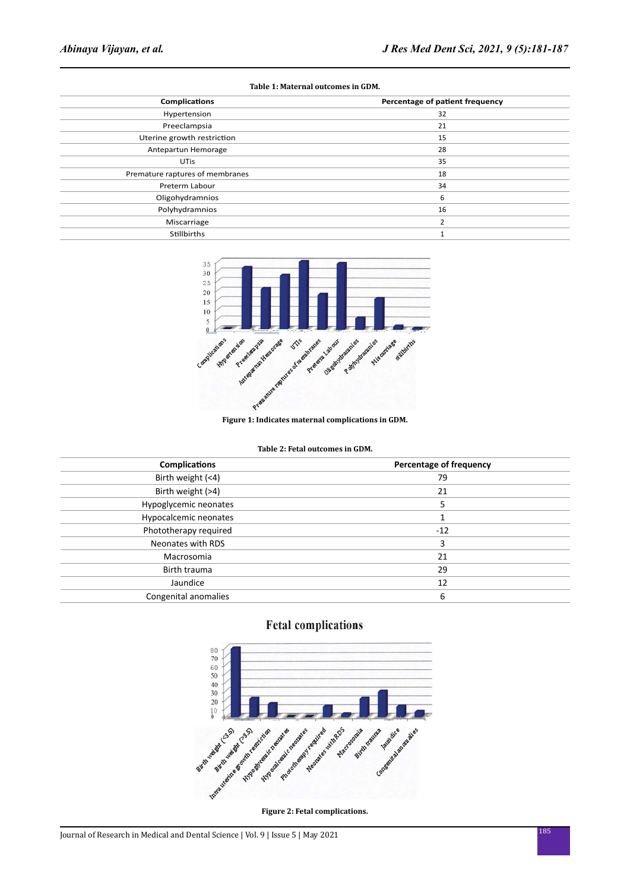**Table 1: Maternal outcomes in GDM.**

| Complications | Percentage of patient frequency |
|---|---|
| Hypertension | 32 |
| Preeclampsia | 21 |
| Uterine growth restriction | 15 |
| Antepartun Hemorage | 28 |
| UTis | 35 |
| Premature raptures of membranes | 18 |
| Preterm Labour | 34 |
| Oligohydramnios | 6 |
| Polyhydramnios | 16 |
| Miscarriage | 2 |
| Stillbirths | 1 |

**Figure 1: Indicates maternal complications in GDM.**

**Table 2: Fetal outcomes in GDM.**

| Complications | Percentage of frequency |
|---|---|
| Birth weight (<4) | 79 |
| Birth weight (>4) | 21 |
| Hypoglycemic neonates | 5 |
| Hypocalcemic neonates | 1 |
| Phototherapy required | -12 |
| Neonates with RDS | 3 |
| Macrosomia | 21 |
| Birth trauma | 29 |
| Jaundice | 12 |
| Congenital anomalies | 6 |

**Figure 2: Fetal complications.**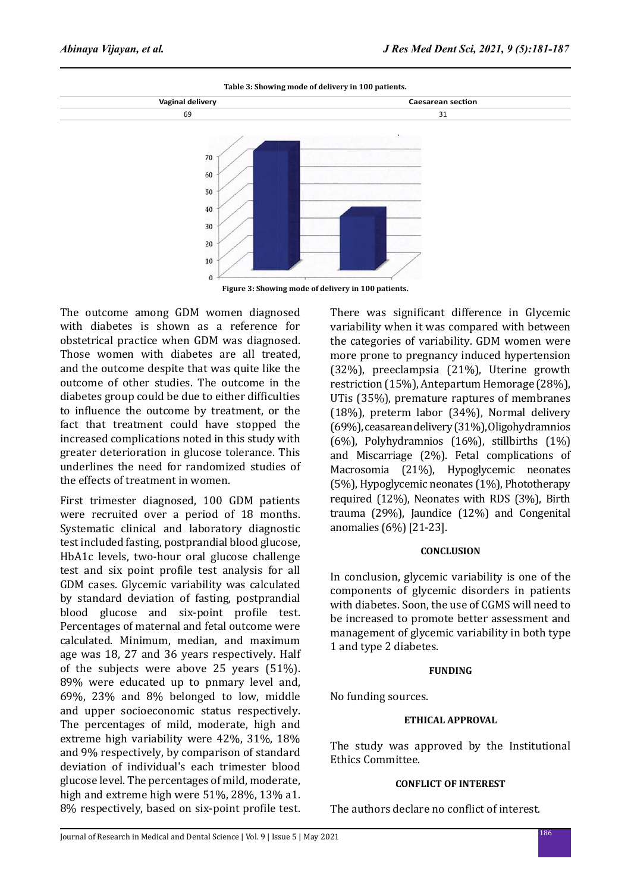Table 3: Showing mode of delivery in 100 patients.

| Vaginal delivery | Caesarean section |
|---|---|
| 69 | 31 |

Figure 3: Showing mode of delivery in 100 patients.

The outcome among GDM women diagnosed with diabetes is shown as a reference for obstetrical practice when GDM was diagnosed. Those women with diabetes are all treated, and the outcome despite that was quite like the outcome of other studies. The outcome in the diabetes group could be due to either difficulties to influence the outcome by treatment, or the fact that treatment could have stopped the increased complications noted in this study with greater deterioration in glucose tolerance. This underlines the need for randomized studies of the effects of treatment in women.

First trimester diagnosed, 100 GDM patients were recruited over a period of 18 months. Systematic clinical and laboratory diagnostic test included fasting, postprandial blood glucose, HbA1c levels, two-hour oral glucose challenge test and six point profile test analysis for all GDM cases. Glycemic variability was calculated by standard deviation of fasting, postprandial blood glucose and six-point profile test. Percentages of maternal and fetal outcome were calculated. Minimum, median, and maximum age was 18, 27 and 36 years respectively. Half of the subjects were above 25 years (51%). 89% were educated up to pnmary level and, 69%, 23% and 8% belonged to low, middle and upper socioeconomic status respectively. The percentages of mild, moderate, high and extreme high variability were 42%, 31%, 18% and 9% respectively, by comparison of standard deviation of individual's each trimester blood glucose level. The percentages of mild, moderate, high and extreme high were 51%, 28%, 13% a1. 8% respectively, based on six-point profile test.

There was significant difference in Glycemic variability when it was compared with between the categories of variability. GDM women were more prone to pregnancy induced hypertension (32%), preeclampsia (21%), Uterine growth restriction (15%), Antepartum Hemorage (28%), UTis (35%), premature raptures of membranes (18%), preterm labor (34%), Normal delivery (69%), ceasarean delivery (31%), Oligohydramnios (6%), Polyhydramnios (16%), stillbirths (1%) and Miscarriage (2%). Fetal complications of Macrosomia (21%), Hypoglycemic neonates (5%), Hypoglycemic neonates (1%), Phototherapy required (12%), Neonates with RDS (3%), Birth trauma (29%), Jaundice (12%) and Congenital anomalies (6%) [21-23].

## CONCLUSION

In conclusion, glycemic variability is one of the components of glycemic disorders in patients with diabetes. Soon, the use of CGMS will need to be increased to promote better assessment and management of glycemic variability in both type 1 and type 2 diabetes.

## FUNDING

No funding sources.

## ETHICAL APPROVAL

The study was approved by the Institutional Ethics Committee.

## CONFLICT OF INTEREST

The authors declare no conflict of interest.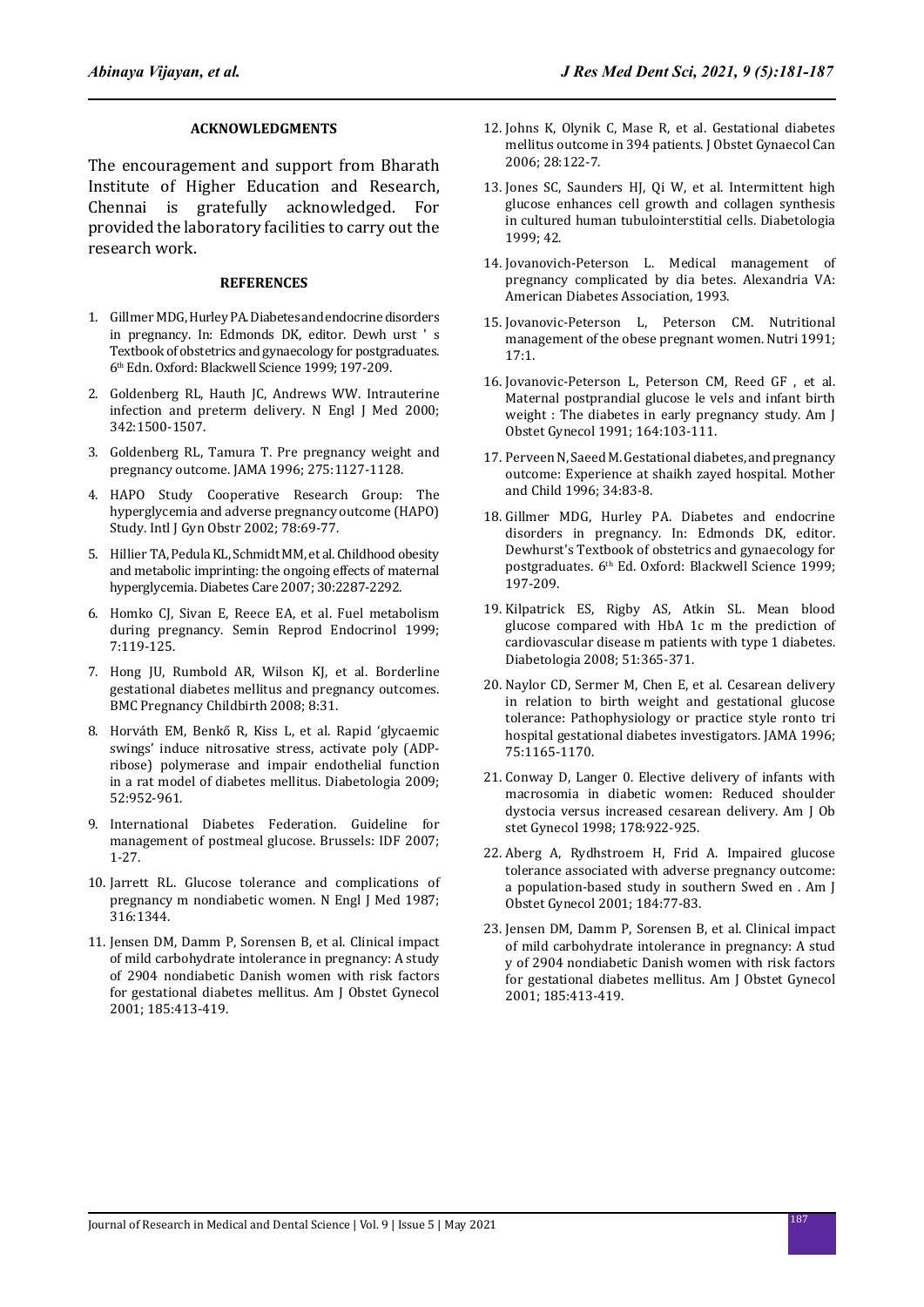#### ACKNOWLEDGMENTS

The encouragement and support from Bharath Institute of Higher Education and Research, Chennai is gratefully acknowledged. For provided the laboratory facilities to carry out the research work.

#### REFERENCES

1. Gillmer MDG, Hurley PA. Diabetes and endocrine disorders in pregnancy. In: Edmonds DK, editor. Dewh urst ' s Textbook of obstetrics and gynaecology for postgraduates. 6th Edn. Oxford: Blackwell Science 1999; 197-209.
2. Goldenberg RL, Hauth JC, Andrews WW. Intrauterine infection and preterm delivery. N Engl J Med 2000; 342:1500-1507.
3. Goldenberg RL, Tamura T. Pre pregnancy weight and pregnancy outcome. JAMA 1996; 275:1127-1128.
4. HAPO Study Cooperative Research Group: The hyperglycemia and adverse pregnancy outcome (HAPO) Study. Intl J Gyn Obstr 2002; 78:69-77.
5. Hillier TA, Pedula KL, Schmidt MM, et al. Childhood obesity and metabolic imprinting: the ongoing effects of maternal hyperglycemia. Diabetes Care 2007; 30:2287-2292.
6. Homko CJ, Sivan E, Reece EA, et al. Fuel metabolism during pregnancy. Semin Reprod Endocrinol 1999; 7:119-125.
7. Hong JU, Rumbold AR, Wilson KJ, et al. Borderline gestational diabetes mellitus and pregnancy outcomes. BMC Pregnancy Childbirth 2008; 8:31.
8. Horváth EM, Benkő R, Kiss L, et al. Rapid 'glycaemic swings' induce nitrosative stress, activate poly (ADP-ribose) polymerase and impair endothelial function in a rat model of diabetes mellitus. Diabetologia 2009; 52:952-961.
9. International Diabetes Federation. Guideline for management of postmeal glucose. Brussels: IDF 2007; 1-27.
10. Jarrett RL. Glucose tolerance and complications of pregnancy m nondiabetic women. N Engl J Med 1987; 316:1344.
11. Jensen DM, Damm P, Sorensen B, et al. Clinical impact of mild carbohydrate intolerance in pregnancy: A study of 2904 nondiabetic Danish women with risk factors for gestational diabetes mellitus. Am J Obstet Gynecol 2001; 185:413-419.
12. Johns K, Olynik C, Mase R, et al. Gestational diabetes mellitus outcome in 394 patients. J Obstet Gynaecol Can 2006; 28:122-7.
13. Jones SC, Saunders HJ, Qi W, et al. Intermittent high glucose enhances cell growth and collagen synthesis in cultured human tubulointerstitial cells. Diabetologia 1999; 42.
14. Jovanovich-Peterson L. Medical management of pregnancy complicated by dia betes. Alexandria VA: American Diabetes Association, 1993.
15. Jovanovic-Peterson L, Peterson CM. Nutritional management of the obese pregnant women. Nutri 1991; 17:1.
16. Jovanovic-Peterson L, Peterson CM, Reed GF , et al. Maternal postprandial glucose le vels and infant birth weight : The diabetes in early pregnancy study. Am J Obstet Gynecol 1991; 164:103-111.
17. Perveen N, Saeed M. Gestational diabetes, and pregnancy outcome: Experience at shaikh zayed hospital. Mother and Child 1996; 34:83-8.
18. Gillmer MDG, Hurley PA. Diabetes and endocrine disorders in pregnancy. In: Edmonds DK, editor. Dewhurst's Textbook of obstetrics and gynaecology for postgraduates. 6th Ed. Oxford: Blackwell Science 1999; 197-209.
19. Kilpatrick ES, Rigby AS, Atkin SL. Mean blood glucose compared with HbA 1c m the prediction of cardiovascular disease m patients with type 1 diabetes. Diabetologia 2008; 51:365-371.
20. Naylor CD, Sermer M, Chen E, et al. Cesarean delivery in relation to birth weight and gestational glucose tolerance: Pathophysiology or practice style ronto tri hospital gestational diabetes investigators. JAMA 1996; 75:1165-1170.
21. Conway D, Langer 0. Elective delivery of infants with macrosomia in diabetic women: Reduced shoulder dystocia versus increased cesarean delivery. Am J Ob stet Gynecol 1998; 178:922-925.
22. Aberg A, Rydhstroem H, Frid A. Impaired glucose tolerance associated with adverse pregnancy outcome: a population-based study in southern Swed en . Am J Obstet Gynecol 2001; 184:77-83.
23. Jensen DM, Damm P, Sorensen B, et al. Clinical impact of mild carbohydrate intolerance in pregnancy: A stud y of 2904 nondiabetic Danish women with risk factors for gestational diabetes mellitus. Am J Obstet Gynecol 2001; 185:413-419.